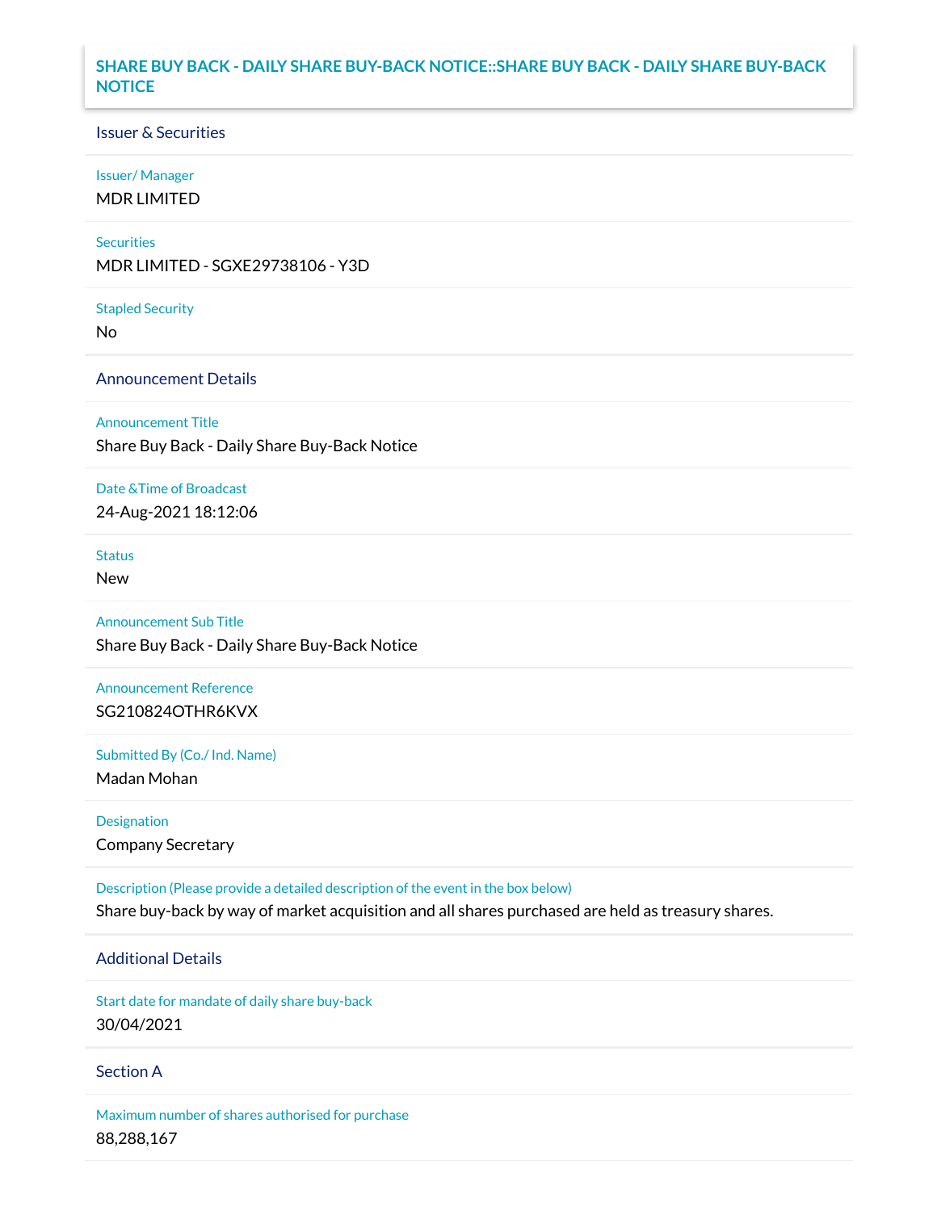# SHARE BUY BACK - DAILY SHARE BUY-BACK NOTICE::SHARE BUY BACK - DAILY SHARE BUY-BACK NOTICE

## Issuer & Securities

**Issuer/ Manager**

MDR LIMITED

**Securities**

MDR LIMITED - SGXE29738106 - Y3D

**Stapled Security**

No

## Announcement Details

**Announcement Title**

Share Buy Back - Daily Share Buy-Back Notice

**Date &Time of Broadcast**

24-Aug-2021 18:12:06

**Status**

New

**Announcement Sub Title**

Share Buy Back - Daily Share Buy-Back Notice

**Announcement Reference**

SG210824OTHR6KVX

**Submitted By (Co./ Ind. Name)**

Madan Mohan

**Designation**

Company Secretary

**Description (Please provide a detailed description of the event in the box below)**

Share buy-back by way of market acquisition and all shares purchased are held as treasury shares.

## Additional Details

**Start date for mandate of daily share buy-back**

30/04/2021

## Section A

**Maximum number of shares authorised for purchase**

88,288,167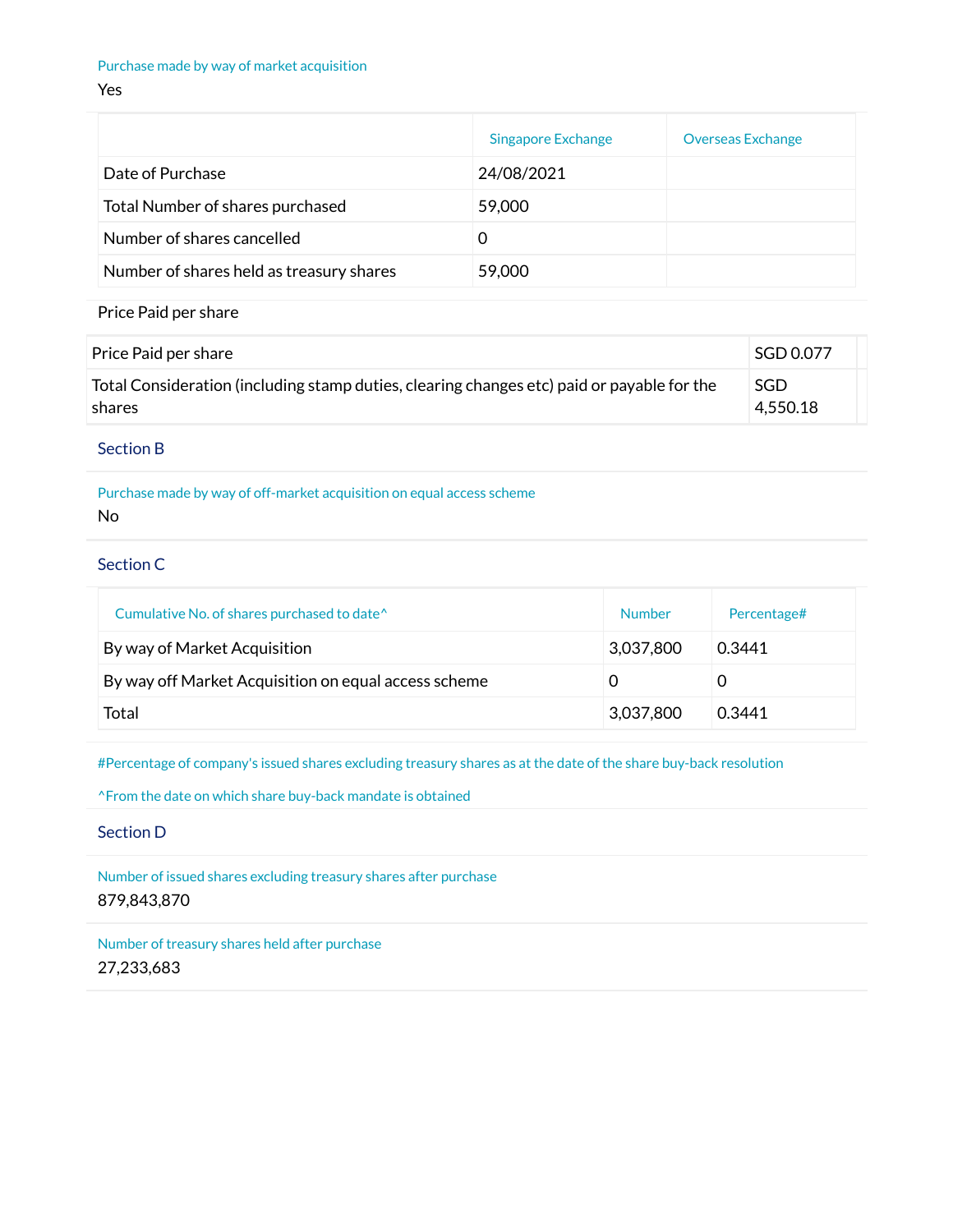Purchase made by way of market acquisition

Yes

| | Singapore Exchange | Overseas Exchange |
|---|---|---|
| Date of Purchase | 24/08/2021 | |
| Total Number of shares purchased | 59,000 | |
| Number of shares cancelled | 0 | |
| Number of shares held as treasury shares | 59,000 | |

Price Paid per share

| | |
|---|---|
| Price Paid per share | SGD 0.077 |
| Total Consideration (including stamp duties, clearing changes etc) paid or payable for the shares | SGD 4,550.18 |

## Section B

Purchase made by way of off-market acquisition on equal access scheme

No

## Section C

| Cumulative No. of shares purchased to date^ | Number | Percentage# |
|---|---|---|
| By way of Market Acquisition | 3,037,800 | 0.3441 |
| By way off Market Acquisition on equal access scheme | 0 | 0 |
| Total | 3,037,800 | 0.3441 |

#Percentage of company's issued shares excluding treasury shares as at the date of the share buy-back resolution

^From the date on which share buy-back mandate is obtained

## Section D

Number of issued shares excluding treasury shares after purchase

879,843,870

Number of treasury shares held after purchase

27,233,683